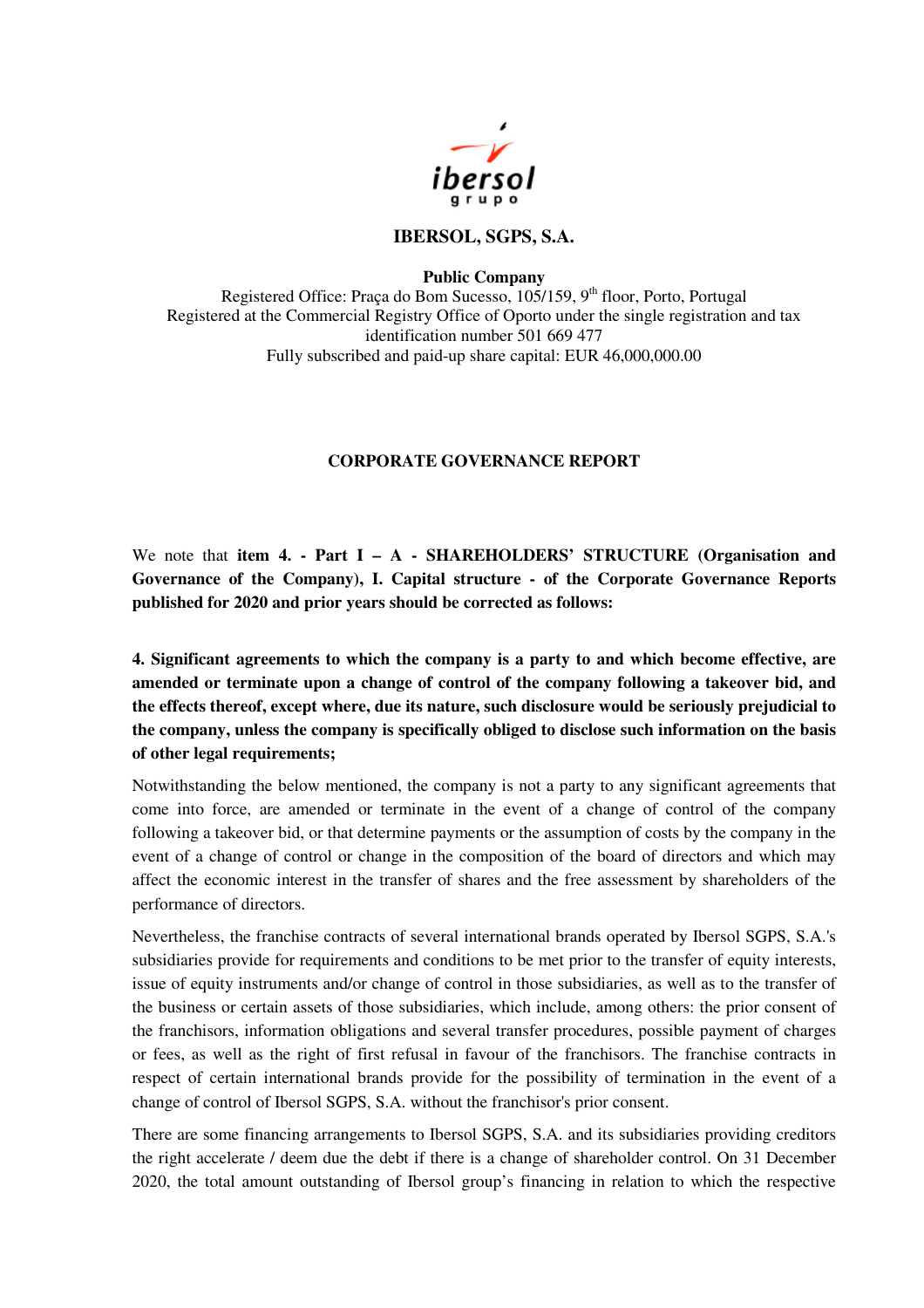# IBERSOL, SGPS, S.A.

**Public Company**
Registered Office: Praça do Bom Sucesso, 105/159, 9th floor, Porto, Portugal
Registered at the Commercial Registry Office of Oporto under the single registration and tax identification number 501 669 477
Fully subscribed and paid-up share capital: EUR 46,000,000.00

## CORPORATE GOVERNANCE REPORT

We note that **item 4. - Part I – A - SHAREHOLDERS' STRUCTURE (Organisation and Governance of the Company), I. Capital structure - of the Corporate Governance Reports published for 2020 and prior years should be corrected as follows:**

**4. Significant agreements to which the company is a party to and which become effective, are amended or terminate upon a change of control of the company following a takeover bid, and the effects thereof, except where, due its nature, such disclosure would be seriously prejudicial to the company, unless the company is specifically obliged to disclose such information on the basis of other legal requirements;**

Notwithstanding the below mentioned, the company is not a party to any significant agreements that come into force, are amended or terminate in the event of a change of control of the company following a takeover bid, or that determine payments or the assumption of costs by the company in the event of a change of control or change in the composition of the board of directors and which may affect the economic interest in the transfer of shares and the free assessment by shareholders of the performance of directors.

Nevertheless, the franchise contracts of several international brands operated by Ibersol SGPS, S.A.'s subsidiaries provide for requirements and conditions to be met prior to the transfer of equity interests, issue of equity instruments and/or change of control in those subsidiaries, as well as to the transfer of the business or certain assets of those subsidiaries, which include, among others: the prior consent of the franchisors, information obligations and several transfer procedures, possible payment of charges or fees, as well as the right of first refusal in favour of the franchisors. The franchise contracts in respect of certain international brands provide for the possibility of termination in the event of a change of control of Ibersol SGPS, S.A. without the franchisor's prior consent.

There are some financing arrangements to Ibersol SGPS, S.A. and its subsidiaries providing creditors the right accelerate / deem due the debt if there is a change of shareholder control. On 31 December 2020, the total amount outstanding of Ibersol group's financing in relation to which the respective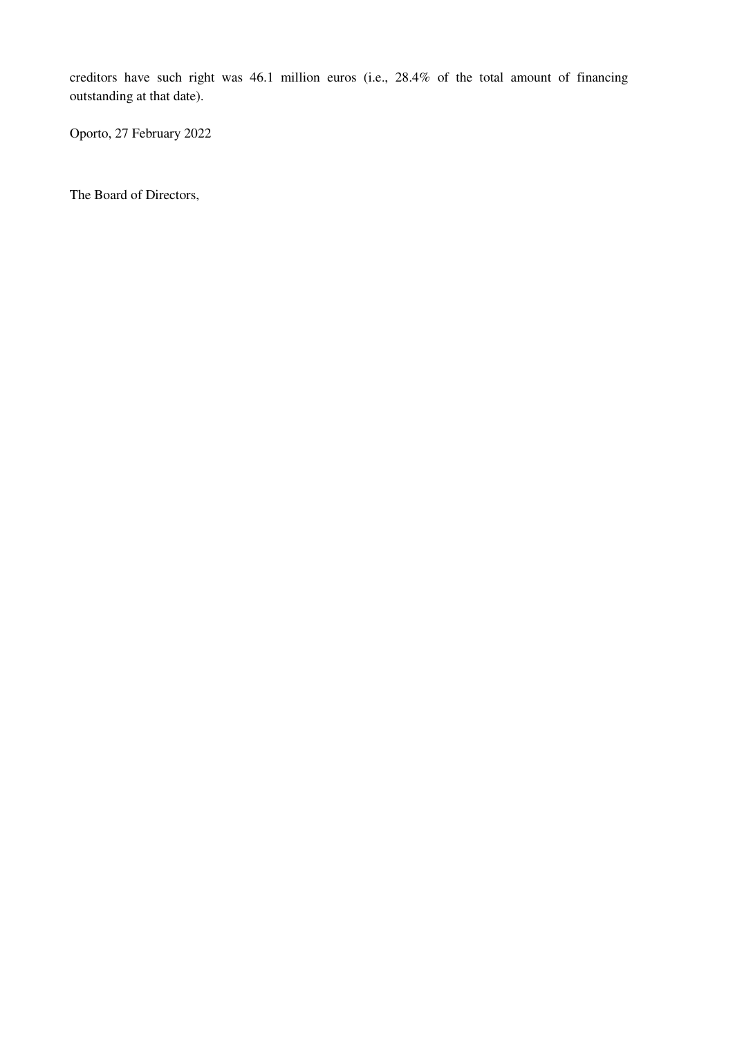creditors have such right was 46.1 million euros (i.e., 28.4% of the total amount of financing outstanding at that date).

Oporto, 27 February 2022

The Board of Directors,